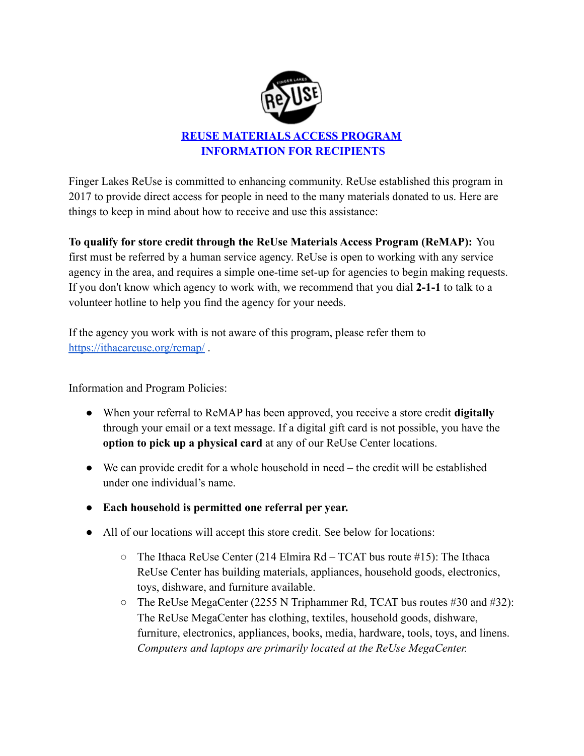# REUSE MATERIALS ACCESS PROGRAM
## INFORMATION FOR RECIPIENTS

Finger Lakes ReUse is committed to enhancing community. ReUse established this program in 2017 to provide direct access for people in need to the many materials donated to us. Here are things to keep in mind about how to receive and use this assistance:

**To qualify for store credit through the ReUse Materials Access Program (ReMAP):** You first must be referred by a human service agency. ReUse is open to working with any service agency in the area, and requires a simple one-time set-up for agencies to begin making requests. If you don't know which agency to work with, we recommend that you dial **2-1-1** to talk to a volunteer hotline to help you find the agency for your needs.

If the agency you work with is not aware of this program, please refer them to https://ithacareuse.org/remap/ .

Information and Program Policies:

- When your referral to ReMAP has been approved, you receive a store credit **digitally** through your email or a text message. If a digital gift card is not possible, you have the **option to pick up a physical card** at any of our ReUse Center locations.
- We can provide credit for a whole household in need – the credit will be established under one individual's name.
- **Each household is permitted one referral per year.**
- All of our locations will accept this store credit. See below for locations:
  - The Ithaca ReUse Center (214 Elmira Rd – TCAT bus route #15): The Ithaca ReUse Center has building materials, appliances, household goods, electronics, toys, dishware, and furniture available.
  - The ReUse MegaCenter (2255 N Triphammer Rd, TCAT bus routes #30 and #32): The ReUse MegaCenter has clothing, textiles, household goods, dishware, furniture, electronics, appliances, books, media, hardware, tools, toys, and linens. *Computers and laptops are primarily located at the ReUse MegaCenter.*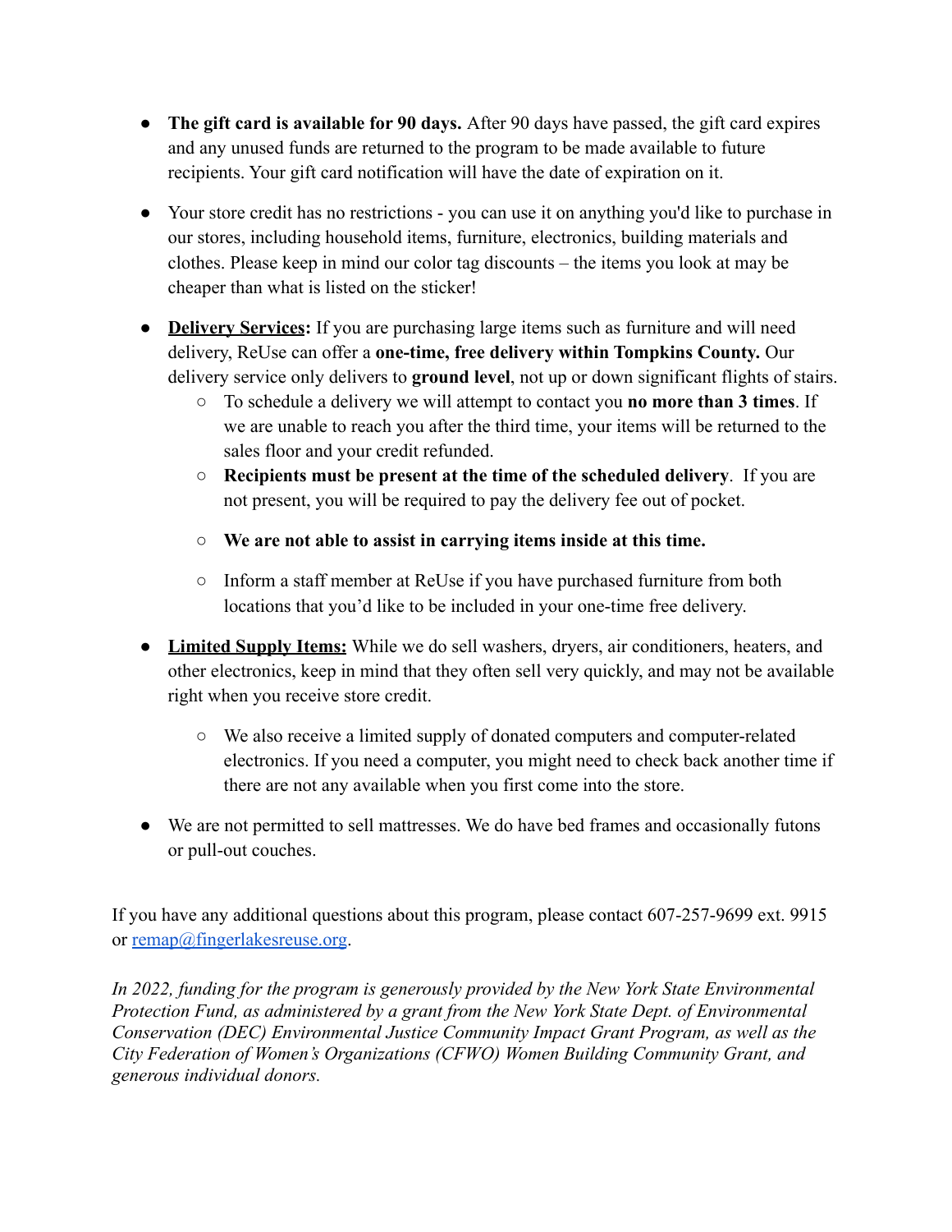- **The gift card is available for 90 days.** After 90 days have passed, the gift card expires and any unused funds are returned to the program to be made available to future recipients. Your gift card notification will have the date of expiration on it.

- Your store credit has no restrictions - you can use it on anything you'd like to purchase in our stores, including household items, furniture, electronics, building materials and clothes. Please keep in mind our color tag discounts – the items you look at may be cheaper than what is listed on the sticker!

- <u>**Delivery Services**</u>**:** If you are purchasing large items such as furniture and will need delivery, ReUse can offer a **one-time, free delivery within Tompkins County.** Our delivery service only delivers to **ground level**, not up or down significant flights of stairs.
    - To schedule a delivery we will attempt to contact you **no more than 3 times**. If we are unable to reach you after the third time, your items will be returned to the sales floor and your credit refunded.
    - **Recipients must be present at the time of the scheduled delivery**. If you are not present, you will be required to pay the delivery fee out of pocket.
    - **We are not able to assist in carrying items inside at this time.**
    - Inform a staff member at ReUse if you have purchased furniture from both locations that you'd like to be included in your one-time free delivery.

- <u>**Limited Supply Items:**</u> While we do sell washers, dryers, air conditioners, heaters, and other electronics, keep in mind that they often sell very quickly, and may not be available right when you receive store credit.
    - We also receive a limited supply of donated computers and computer-related electronics. If you need a computer, you might need to check back another time if there are not any available when you first come into the store.

- We are not permitted to sell mattresses. We do have bed frames and occasionally futons or pull-out couches.

If you have any additional questions about this program, please contact 607-257-9699 ext. 9915 or [remap@fingerlakesreuse.org](mailto:remap@fingerlakesreuse.org).

*In 2022, funding for the program is generously provided by the New York State Environmental Protection Fund, as administered by a grant from the New York State Dept. of Environmental Conservation (DEC) Environmental Justice Community Impact Grant Program, as well as the City Federation of Women's Organizations (CFWO) Women Building Community Grant, and generous individual donors.*